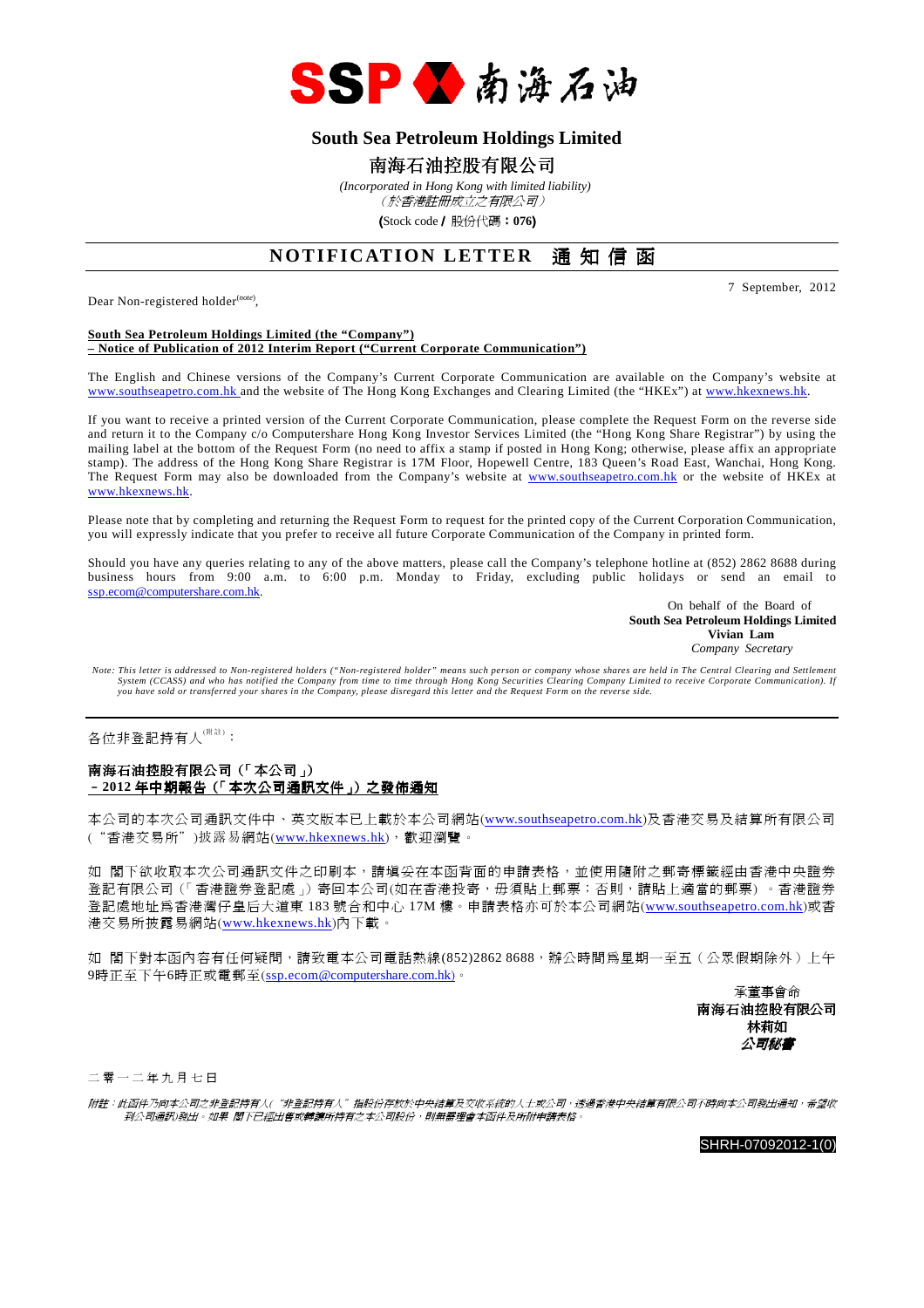SSP 南海石油

# South Sea Petroleum Holdings Limited

# 南海石油控股有限公司

*(Incorporated in Hong Kong with limited liability)*
*（於香港註冊成立之有限公司）*

**(**Stock code **/** 股份代碼：**076)**

## NOTIFICATION LETTER 通知信函

7 September, 2012

Dear Non-registered holder[(note)],

**South Sea Petroleum Holdings Limited (the "Company")**
**– Notice of Publication of 2012 Interim Report ("Current Corporate Communication")**

The English and Chinese versions of the Company's Current Corporate Communication are available on the Company's website at www.southseapetro.com.hk and the website of The Hong Kong Exchanges and Clearing Limited (the "HKEx") at www.hkexnews.hk.

If you want to receive a printed version of the Current Corporate Communication, please complete the Request Form on the reverse side and return it to the Company c/o Computershare Hong Kong Investor Services Limited (the "Hong Kong Share Registrar") by using the mailing label at the bottom of the Request Form (no need to affix a stamp if posted in Hong Kong; otherwise, please affix an appropriate stamp). The address of the Hong Kong Share Registrar is 17M Floor, Hopewell Centre, 183 Queen's Road East, Wanchai, Hong Kong. The Request Form may also be downloaded from the Company's website at www.southseapetro.com.hk or the website of HKEx at www.hkexnews.hk.

Please note that by completing and returning the Request Form to request for the printed copy of the Current Corporation Communication, you will expressly indicate that you prefer to receive all future Corporate Communication of the Company in printed form.

Should you have any queries relating to any of the above matters, please call the Company's telephone hotline at (852) 2862 8688 during business hours from 9:00 a.m. to 6:00 p.m. Monday to Friday, excluding public holidays or send an email to ssp.ecom@computershare.com.hk.

On behalf of the Board of
**South Sea Petroleum Holdings Limited**
**Vivian Lam**
*Company Secretary*

*Note: This letter is addressed to Non-registered holders ("Non-registered holder" means such person or company whose shares are held in The Central Clearing and Settlement System (CCASS) and who has notified the Company from time to time through Hong Kong Securities Clearing Company Limited to receive Corporate Communication). If you have sold or transferred your shares in the Company, please disregard this letter and the Request Form on the reverse side.*

---

各位非登記持有人[(附註)]：

**南海石油控股有限公司（「本公司」）**
**– 2012 年中期報告（「本次公司通訊文件」）之發佈通知**

本公司的本次公司通訊文件中、英文版本已上載於本公司網站(www.southseapetro.com.hk)及香港交易及結算所有限公司("香港交易所")披露易網站(www.hkexnews.hk)，歡迎瀏覽。

如 閣下欲收取本次公司通訊文件之印刷本，請填妥在本函背面的申請表格，並使用隨附之郵寄標籤經由香港中央證券登記有限公司（「香港證券登記處」）寄回本公司(如在香港投寄，毋須貼上郵票；否則，請貼上適當的郵票）。香港證券登記處地址為香港灣仔皇后大道東 183 號合和中心 17M 樓。申請表格亦可於本公司網站(www.southseapetro.com.hk)或香港交易所披露易網站(www.hkexnews.hk)內下載。

如 閣下對本函內容有任何疑問，請致電本公司電話熱線(852)2862 8688，辦公時間為星期一至五（公眾假期除外）上午9時正至下午6時正或電郵至(ssp.ecom@computershare.com.hk)。

承董事會命
**南海石油控股有限公司**
**林莉如**
***公司秘書***

二零一二年九月七日

*附註：此函件乃向本公司之非登記持有人("非登記持有人"指股份存放於中央結算及交收系統的人士或公司，透過香港中央結算有限公司不時向本公司發出通知，希望收到公司通訊)發出。如果 閣下已經出售或轉讓所持有之本公司股份，則無需理會本函件及所附申請表格。*

SHRH-07092012-1(0)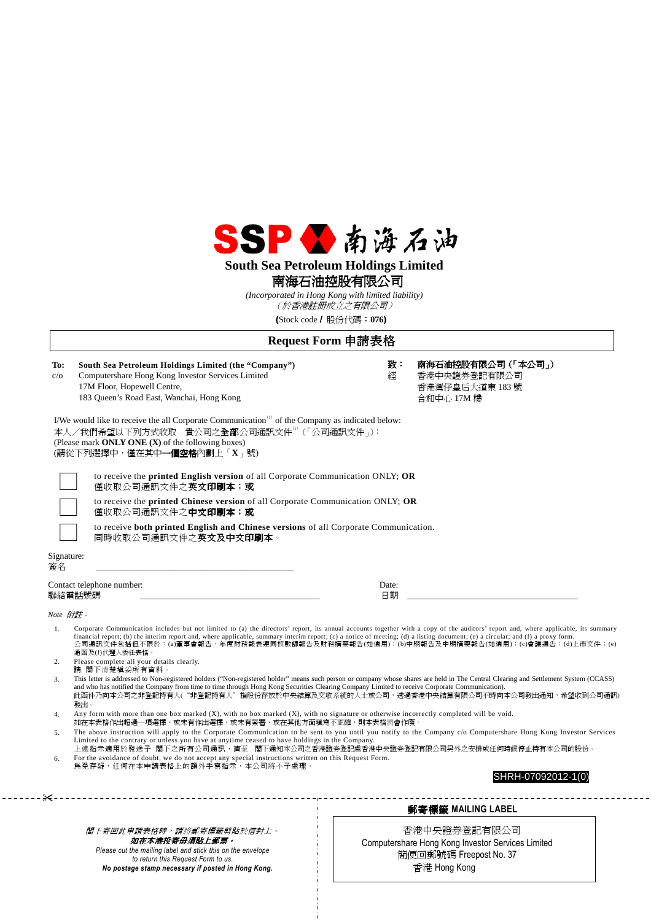SSP 南海石油

# South Sea Petroleum Holdings Limited
# 南海石油控股有限公司

*(Incorporated in Hong Kong with limited liability)*
*（於香港註冊成立之有限公司）*

**(**Stock code **/** 股份代碼**：076)**

## Request Form 申請表格

**To:** **South Sea Petroleum Holdings Limited (the "Company")**
c/o Computershare Hong Kong Investor Services Limited
17M Floor, Hopewell Centre,
183 Queen's Road East, Wanchai, Hong Kong

**致：** **南海石油控股有限公司（「本公司」）**
經 香港中央證券登記有限公司
香港灣仔皇后大道東 183 號
合和中心 17M 樓

I/We would like to receive the all Corporate Communication[1] of the Company as indicated below:
本人／我們希望以下列方式收取　貴公司之**全部**公司通訊文件[1]（「公司通訊文件」）：
(Please mark **ONLY ONE (X)** of the following boxes)
(請從下列選擇中，僅在其中**一個空格**內劃上「**X**」號)

☐ to receive the **printed English version** of all Corporate Communication ONLY; **OR**
僅收取公司通訊文件之**英文印刷本；或**

☐ to receive the **printed Chinese version** of all Corporate Communication ONLY; **OR**
僅收取公司通訊文件之**中文印刷本；或**

☐ to receive **both printed English and Chinese versions** of all Corporate Communication.
同時收取公司通訊文件之**英文及中文印刷本**。

Signature:
簽名 ______________________________

Contact telephone number:
聯絡電話號碼 ______________________________

Date:
日期 ______________________________

*Note 附註：*

1. Corporate Communication includes but not limited to (a) the directors' report, its annual accounts together with a copy of the auditors' report and, where applicable, its summary financial report; (b) the interim report and, where applicable, summary interim report; (c) a notice of meeting; (d) a listing document; (e) a circular; and (f) a proxy form.
公司通訊文件包括但不限於：(a)董事會報告、年度財務報表連同核數師報告及財務摘要報告(如適用)；(b)中期報告及中期摘要報告(如適用)；(c)會議通告；(d)上市文件；(e)通函及(f)代理人委任表格。
2. Please complete all your details clearly.
請 閣下清楚填妥所有資料。
3. This letter is addressed to Non-registered holders ("Non-registered holder" means such person or company whose shares are held in The Central Clearing and Settlement System (CCASS) and who has notified the Company from time to time through Hong Kong Securities Clearing Company Limited to receive Corporate Communication).
此函件乃向本公司之非登記持有人（"非登記持有人"指股份存放於中央結算及交收系統的人士或公司，透過香港中央結算有限公司不時向本公司發出通知，希望收到公司通訊）發出。
4. Any form with more than one box marked (X), with no box marked (X), with no signature or otherwise incorrectly completed will be void.
如在本表格作出超過一項選擇、或未有作出選擇、或未有簽署、或在其他方面填寫不正確，則本表格將會作廢。
5. The above instruction will apply to the Corporate Communication to be sent to you until you notify to the Company c/o Computershare Hong Kong Investor Services Limited to the contrary or unless you have at anytime ceased to have holdings in the Company.
上述指示適用於發送予 閣下之所有公司通訊，直至 閣下通知本公司之香港證券登記處香港中央證券登記有限公司另外之安排或任何時候停止持有本公司的股份。
6. For the avoidance of doubt, we do not accept any special instructions written on this Request Form.
為免存疑，任何在本申請表格上的額外手寫指示，本公司將不予處理。

SHRH-07092012-1(0)

✂- - - - - - - - - - - - - - - - - - - - - - - - - - - - - - - - - - - - - - - -

*閣下寄回此申請表格時，請將郵寄標籤剪貼於信封上。*
***如在本港投寄毋須貼上郵票。***
*Please cut the mailing label and stick this on the envelope to return this Request Form to us.*
***No postage stamp necessary if posted in Hong Kong.***

**郵寄標籤 MAILING LABEL**

香港中央證券登記有限公司
Computershare Hong Kong Investor Services Limited
簡便回郵號碼 Freepost No. 37
香港 Hong Kong